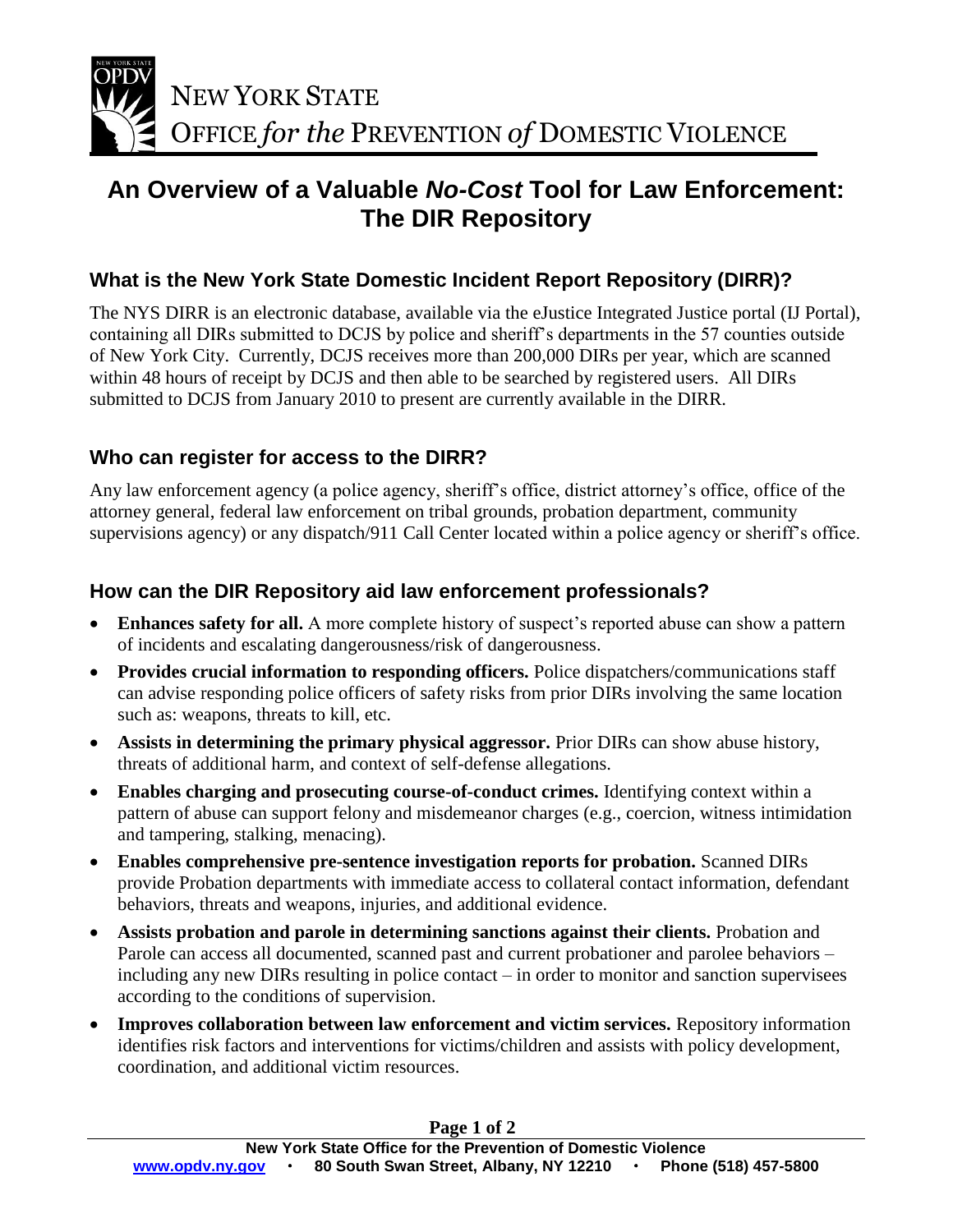NEW YORK STATE
OFFICE *for the* PREVENTION *of* DOMESTIC VIOLENCE

# An Overview of a Valuable *No-Cost* Tool for Law Enforcement: The DIR Repository

## What is the New York State Domestic Incident Report Repository (DIRR)?

The NYS DIRR is an electronic database, available via the eJustice Integrated Justice portal (IJ Portal), containing all DIRs submitted to DCJS by police and sheriff's departments in the 57 counties outside of New York City. Currently, DCJS receives more than 200,000 DIRs per year, which are scanned within 48 hours of receipt by DCJS and then able to be searched by registered users. All DIRs submitted to DCJS from January 2010 to present are currently available in the DIRR.

## Who can register for access to the DIRR?

Any law enforcement agency (a police agency, sheriff's office, district attorney's office, office of the attorney general, federal law enforcement on tribal grounds, probation department, community supervisions agency) or any dispatch/911 Call Center located within a police agency or sheriff's office.

## How can the DIR Repository aid law enforcement professionals?

- **Enhances safety for all.** A more complete history of suspect's reported abuse can show a pattern of incidents and escalating dangerousness/risk of dangerousness.
- **Provides crucial information to responding officers.** Police dispatchers/communications staff can advise responding police officers of safety risks from prior DIRs involving the same location such as: weapons, threats to kill, etc.
- **Assists in determining the primary physical aggressor.** Prior DIRs can show abuse history, threats of additional harm, and context of self-defense allegations.
- **Enables charging and prosecuting course-of-conduct crimes.** Identifying context within a pattern of abuse can support felony and misdemeanor charges (e.g., coercion, witness intimidation and tampering, stalking, menacing).
- **Enables comprehensive pre-sentence investigation reports for probation.** Scanned DIRs provide Probation departments with immediate access to collateral contact information, defendant behaviors, threats and weapons, injuries, and additional evidence.
- **Assists probation and parole in determining sanctions against their clients.** Probation and Parole can access all documented, scanned past and current probationer and parolee behaviors – including any new DIRs resulting in police contact – in order to monitor and sanction supervisees according to the conditions of supervision.
- **Improves collaboration between law enforcement and victim services.** Repository information identifies risk factors and interventions for victims/children and assists with policy development, coordination, and additional victim resources.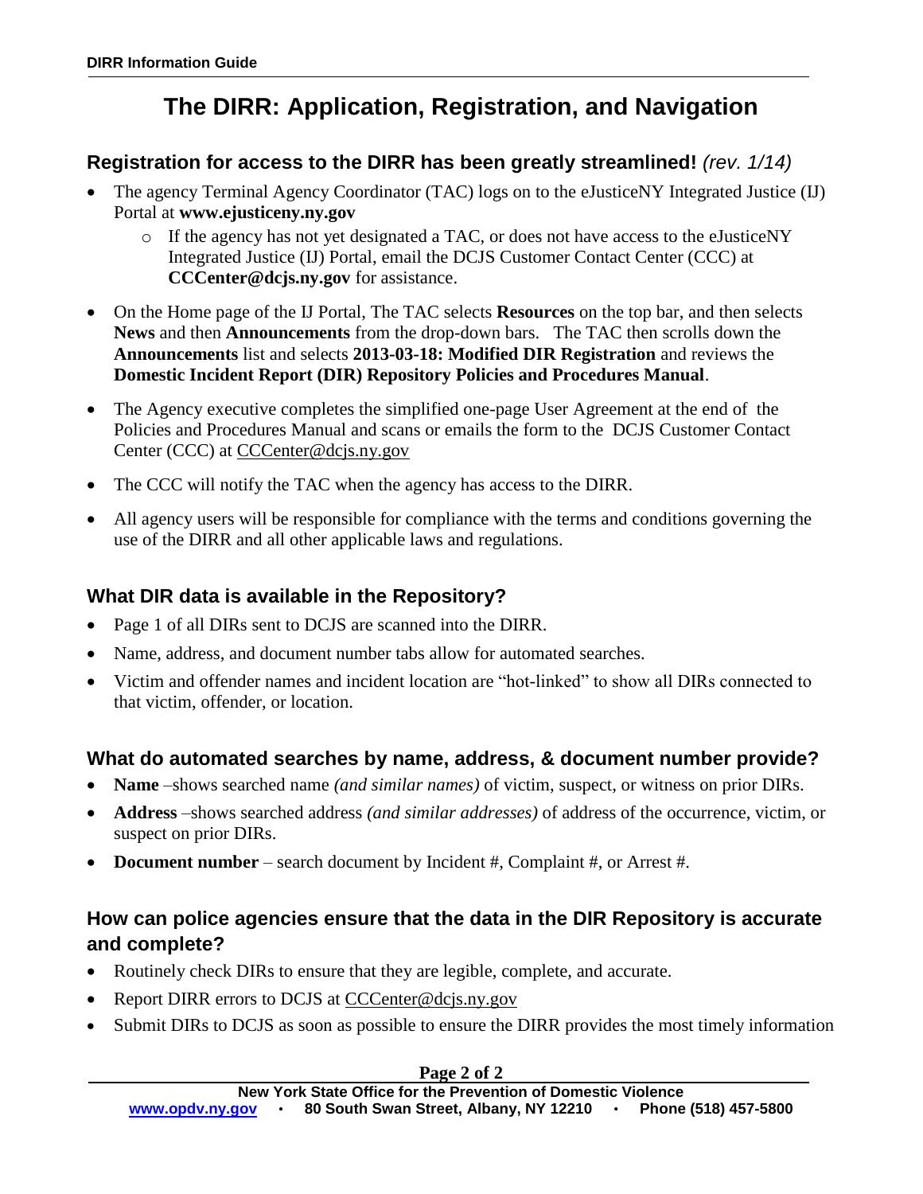# The DIRR: Application, Registration, and Navigation

## Registration for access to the DIRR has been greatly streamlined! *(rev. 1/14)*

- The agency Terminal Agency Coordinator (TAC) logs on to the eJusticeNY Integrated Justice (IJ) Portal at **www.ejusticeny.ny.gov**
  - If the agency has not yet designated a TAC, or does not have access to the eJusticeNY Integrated Justice (IJ) Portal, email the DCJS Customer Contact Center (CCC) at **CCCenter@dcjs.ny.gov** for assistance.
- On the Home page of the IJ Portal, The TAC selects **Resources** on the top bar, and then selects **News** and then **Announcements** from the drop-down bars. The TAC then scrolls down the **Announcements** list and selects **2013-03-18: Modified DIR Registration** and reviews the **Domestic Incident Report (DIR) Repository Policies and Procedures Manual**.
- The Agency executive completes the simplified one-page User Agreement at the end of the Policies and Procedures Manual and scans or emails the form to the DCJS Customer Contact Center (CCC) at CCCenter@dcjs.ny.gov
- The CCC will notify the TAC when the agency has access to the DIRR.
- All agency users will be responsible for compliance with the terms and conditions governing the use of the DIRR and all other applicable laws and regulations.

## What DIR data is available in the Repository?

- Page 1 of all DIRs sent to DCJS are scanned into the DIRR.
- Name, address, and document number tabs allow for automated searches.
- Victim and offender names and incident location are "hot-linked" to show all DIRs connected to that victim, offender, or location.

## What do automated searches by name, address, & document number provide?

- **Name** –shows searched name *(and similar names)* of victim, suspect, or witness on prior DIRs.
- **Address** –shows searched address *(and similar addresses)* of address of the occurrence, victim, or suspect on prior DIRs.
- **Document number** – search document by Incident #, Complaint #, or Arrest #.

## How can police agencies ensure that the data in the DIR Repository is accurate and complete?

- Routinely check DIRs to ensure that they are legible, complete, and accurate.
- Report DIRR errors to DCJS at CCCenter@dcjs.ny.gov
- Submit DIRs to DCJS as soon as possible to ensure the DIRR provides the most timely information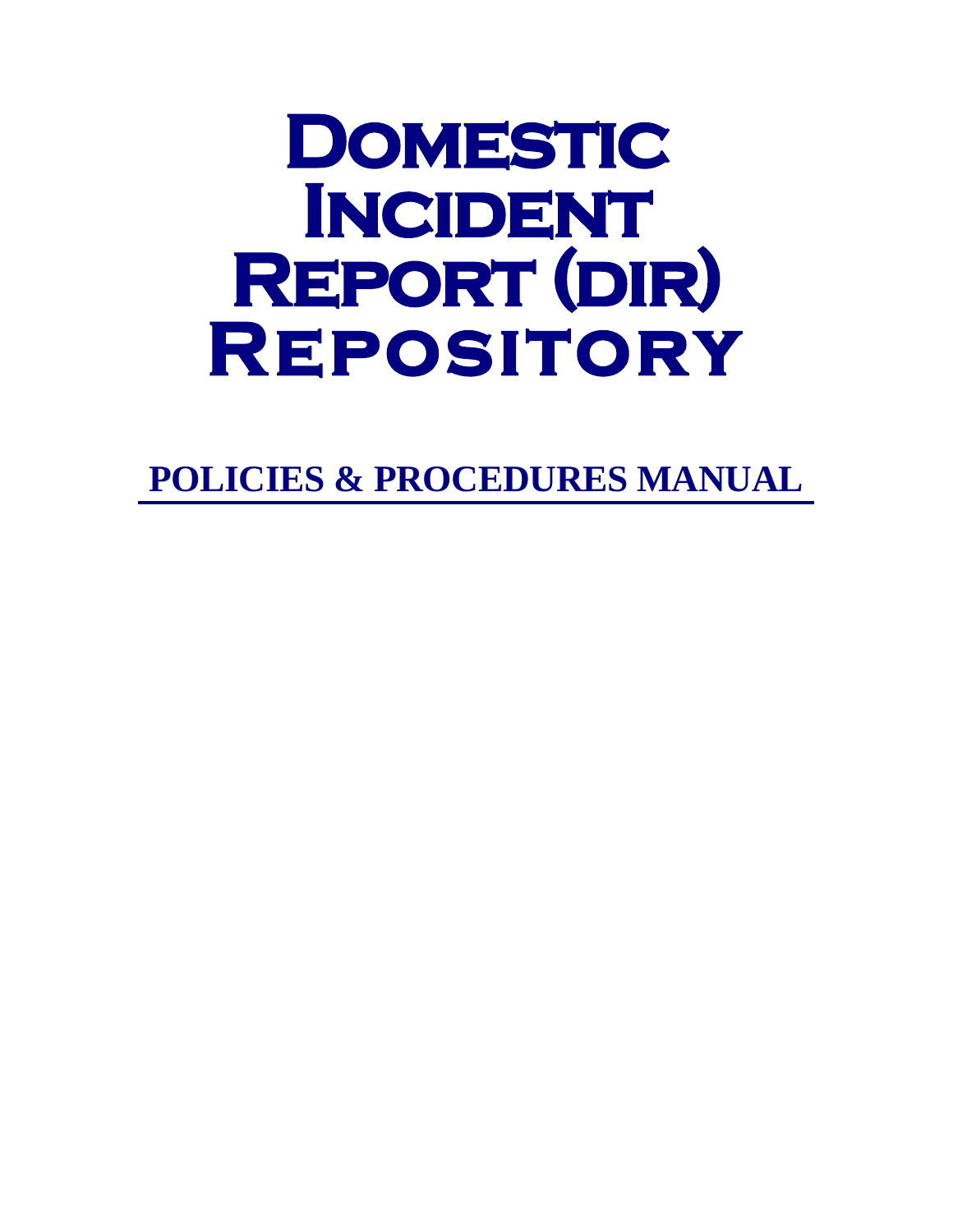# Domestic Incident Report (DIR) Repository

## POLICIES & PROCEDURES MANUAL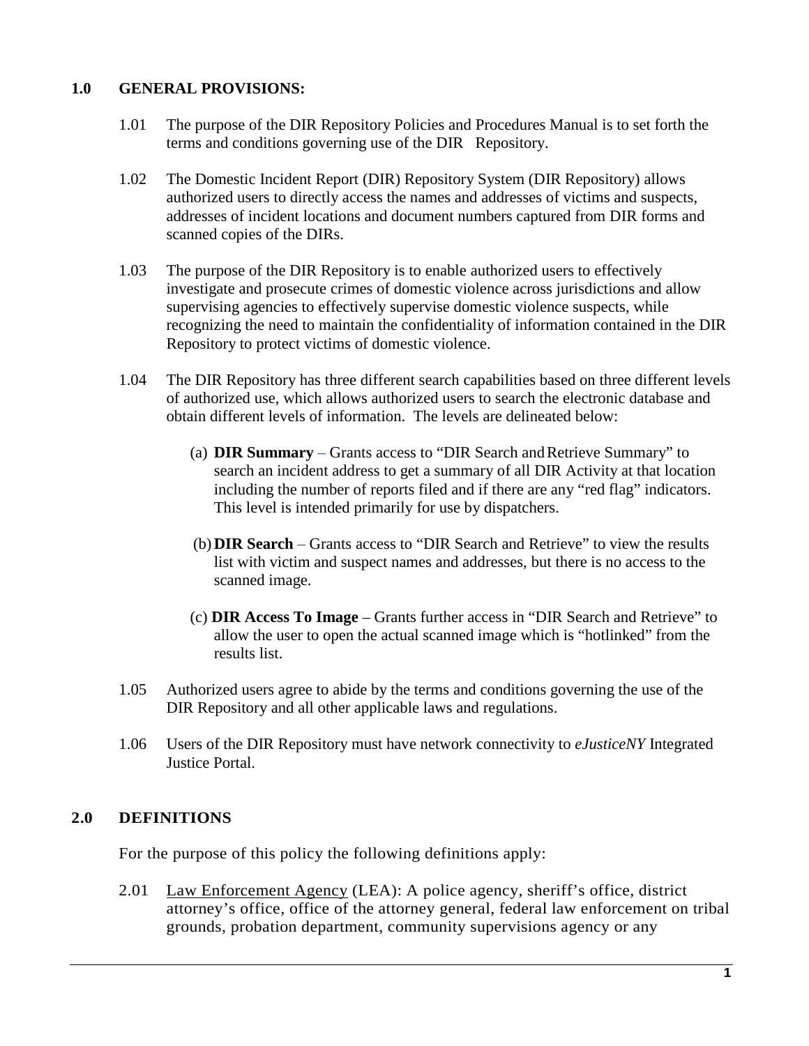## 1.0 GENERAL PROVISIONS:

1.01 The purpose of the DIR Repository Policies and Procedures Manual is to set forth the terms and conditions governing use of the DIR Repository.

1.02 The Domestic Incident Report (DIR) Repository System (DIR Repository) allows authorized users to directly access the names and addresses of victims and suspects, addresses of incident locations and document numbers captured from DIR forms and scanned copies of the DIRs.

1.03 The purpose of the DIR Repository is to enable authorized users to effectively investigate and prosecute crimes of domestic violence across jurisdictions and allow supervising agencies to effectively supervise domestic violence suspects, while recognizing the need to maintain the confidentiality of information contained in the DIR Repository to protect victims of domestic violence.

1.04 The DIR Repository has three different search capabilities based on three different levels of authorized use, which allows authorized users to search the electronic database and obtain different levels of information. The levels are delineated below:

(a) **DIR Summary** – Grants access to "DIR Search and Retrieve Summary" to search an incident address to get a summary of all DIR Activity at that location including the number of reports filed and if there are any "red flag" indicators. This level is intended primarily for use by dispatchers.

(b) **DIR Search** – Grants access to "DIR Search and Retrieve" to view the results list with victim and suspect names and addresses, but there is no access to the scanned image.

(c) **DIR Access To Image** – Grants further access in "DIR Search and Retrieve" to allow the user to open the actual scanned image which is "hotlinked" from the results list.

1.05 Authorized users agree to abide by the terms and conditions governing the use of the DIR Repository and all other applicable laws and regulations.

1.06 Users of the DIR Repository must have network connectivity to *eJusticeNY* Integrated Justice Portal.

## 2.0 DEFINITIONS

For the purpose of this policy the following definitions apply:

2.01 Law Enforcement Agency (LEA): A police agency, sheriff's office, district attorney's office, office of the attorney general, federal law enforcement on tribal grounds, probation department, community supervisions agency or any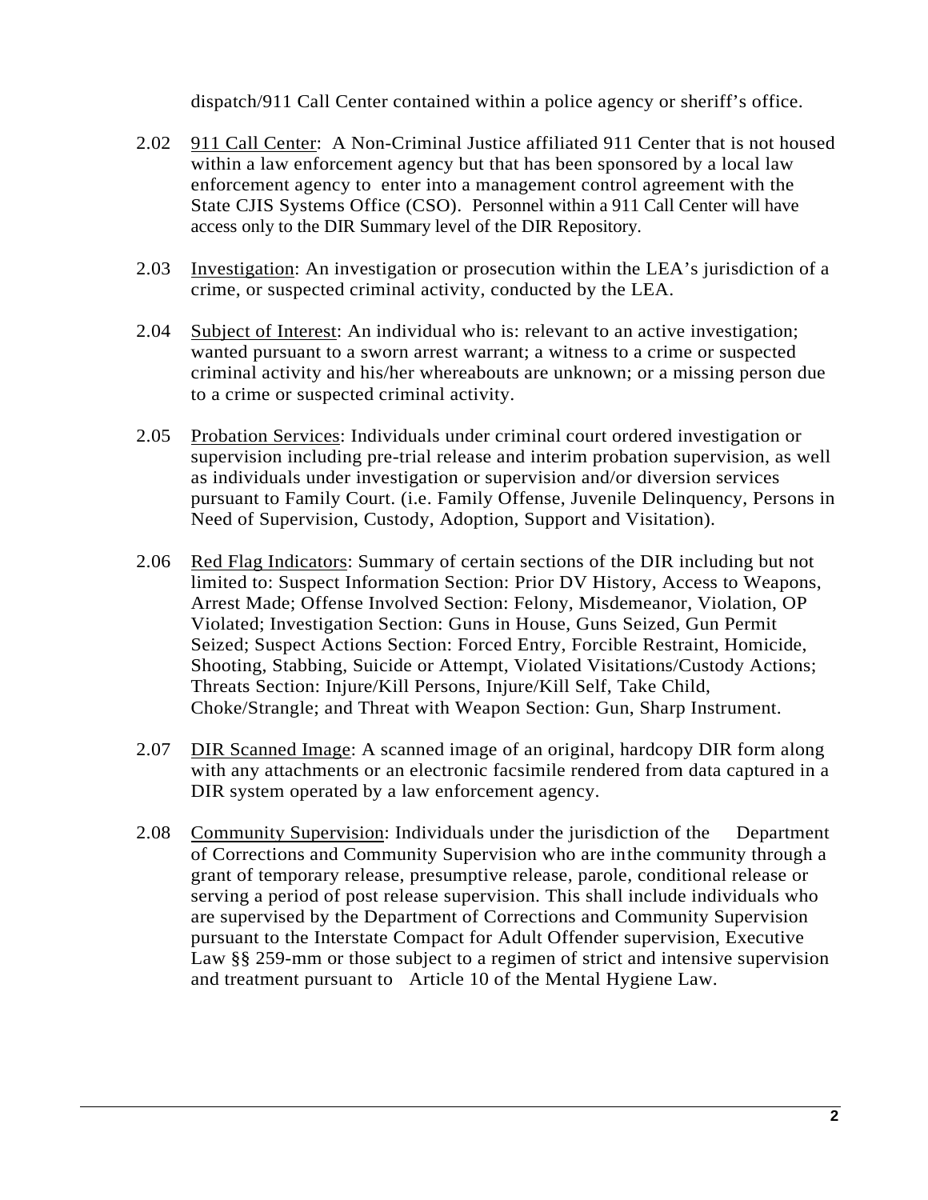dispatch/911 Call Center contained within a police agency or sheriff's office.

2.02 911 Call Center: A Non-Criminal Justice affiliated 911 Center that is not housed within a law enforcement agency but that has been sponsored by a local law enforcement agency to enter into a management control agreement with the State CJIS Systems Office (CSO). Personnel within a 911 Call Center will have access only to the DIR Summary level of the DIR Repository.

2.03 Investigation: An investigation or prosecution within the LEA's jurisdiction of a crime, or suspected criminal activity, conducted by the LEA.

2.04 Subject of Interest: An individual who is: relevant to an active investigation; wanted pursuant to a sworn arrest warrant; a witness to a crime or suspected criminal activity and his/her whereabouts are unknown; or a missing person due to a crime or suspected criminal activity.

2.05 Probation Services: Individuals under criminal court ordered investigation or supervision including pre-trial release and interim probation supervision, as well as individuals under investigation or supervision and/or diversion services pursuant to Family Court. (i.e. Family Offense, Juvenile Delinquency, Persons in Need of Supervision, Custody, Adoption, Support and Visitation).

2.06 Red Flag Indicators: Summary of certain sections of the DIR including but not limited to: Suspect Information Section: Prior DV History, Access to Weapons, Arrest Made; Offense Involved Section: Felony, Misdemeanor, Violation, OP Violated; Investigation Section: Guns in House, Guns Seized, Gun Permit Seized; Suspect Actions Section: Forced Entry, Forcible Restraint, Homicide, Shooting, Stabbing, Suicide or Attempt, Violated Visitations/Custody Actions; Threats Section: Injure/Kill Persons, Injure/Kill Self, Take Child, Choke/Strangle; and Threat with Weapon Section: Gun, Sharp Instrument.

2.07 DIR Scanned Image: A scanned image of an original, hardcopy DIR form along with any attachments or an electronic facsimile rendered from data captured in a DIR system operated by a law enforcement agency.

2.08 Community Supervision: Individuals under the jurisdiction of the Department of Corrections and Community Supervision who are in the community through a grant of temporary release, presumptive release, parole, conditional release or serving a period of post release supervision. This shall include individuals who are supervised by the Department of Corrections and Community Supervision pursuant to the Interstate Compact for Adult Offender supervision, Executive Law §§ 259-mm or those subject to a regimen of strict and intensive supervision and treatment pursuant to Article 10 of the Mental Hygiene Law.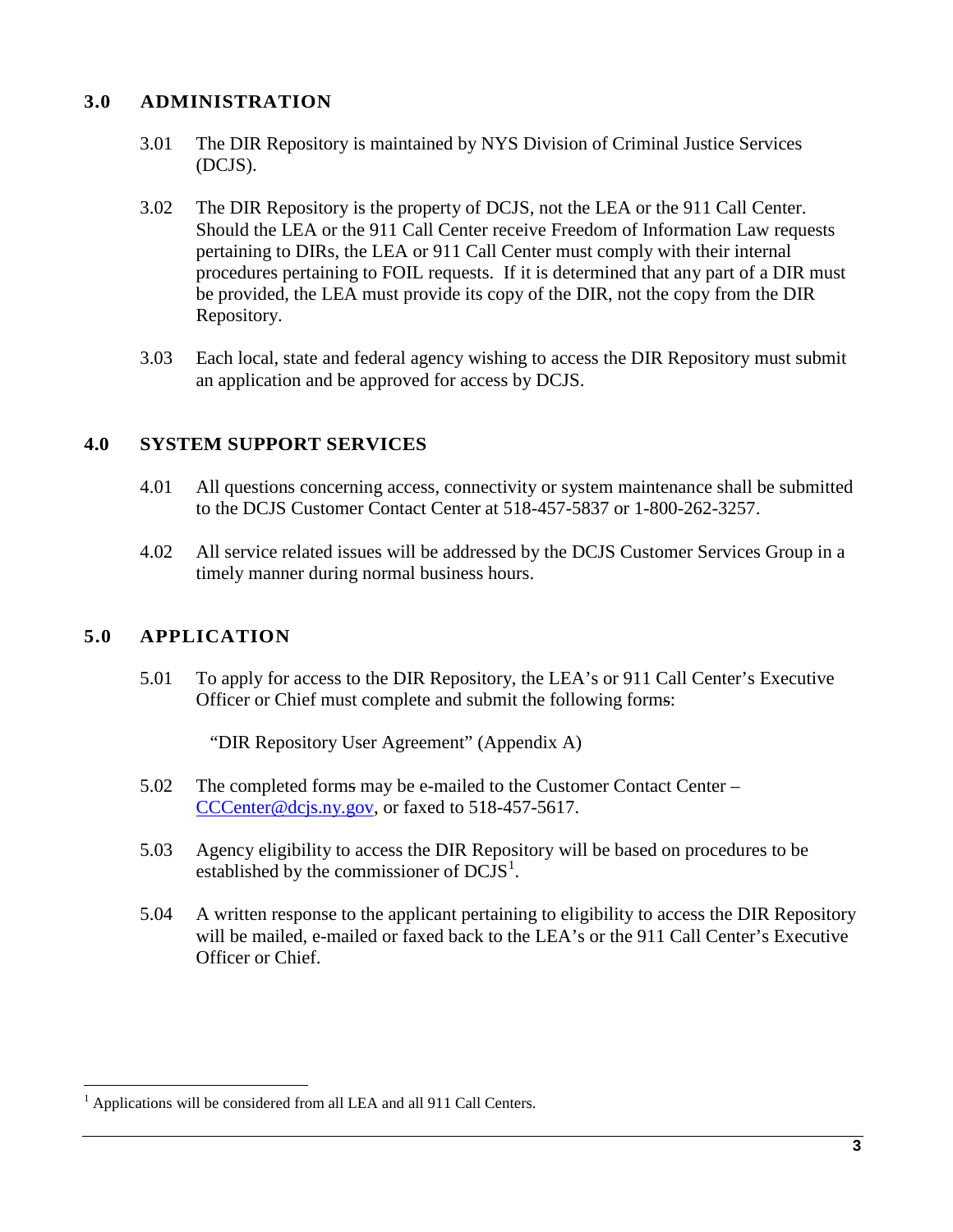## 3.0 ADMINISTRATION

3.01 The DIR Repository is maintained by NYS Division of Criminal Justice Services (DCJS).

3.02 The DIR Repository is the property of DCJS, not the LEA or the 911 Call Center. Should the LEA or the 911 Call Center receive Freedom of Information Law requests pertaining to DIRs, the LEA or 911 Call Center must comply with their internal procedures pertaining to FOIL requests. If it is determined that any part of a DIR must be provided, the LEA must provide its copy of the DIR, not the copy from the DIR Repository.

3.03 Each local, state and federal agency wishing to access the DIR Repository must submit an application and be approved for access by DCJS.

## 4.0 SYSTEM SUPPORT SERVICES

4.01 All questions concerning access, connectivity or system maintenance shall be submitted to the DCJS Customer Contact Center at 518-457-5837 or 1-800-262-3257.

4.02 All service related issues will be addressed by the DCJS Customer Services Group in a timely manner during normal business hours.

## 5.0 APPLICATION

5.01 To apply for access to the DIR Repository, the LEA's or 911 Call Center's Executive Officer or Chief must complete and submit the following forms:

"DIR Repository User Agreement" (Appendix A)

5.02 The completed forms may be e-mailed to the Customer Contact Center – CCCenter@dcjs.ny.gov, or faxed to 518-457-5617.

5.03 Agency eligibility to access the DIR Repository will be based on procedures to be established by the commissioner of DCJS[1].

5.04 A written response to the applicant pertaining to eligibility to access the DIR Repository will be mailed, e-mailed or faxed back to the LEA's or the 911 Call Center's Executive Officer or Chief.

---

[1] Applications will be considered from all LEA and all 911 Call Centers.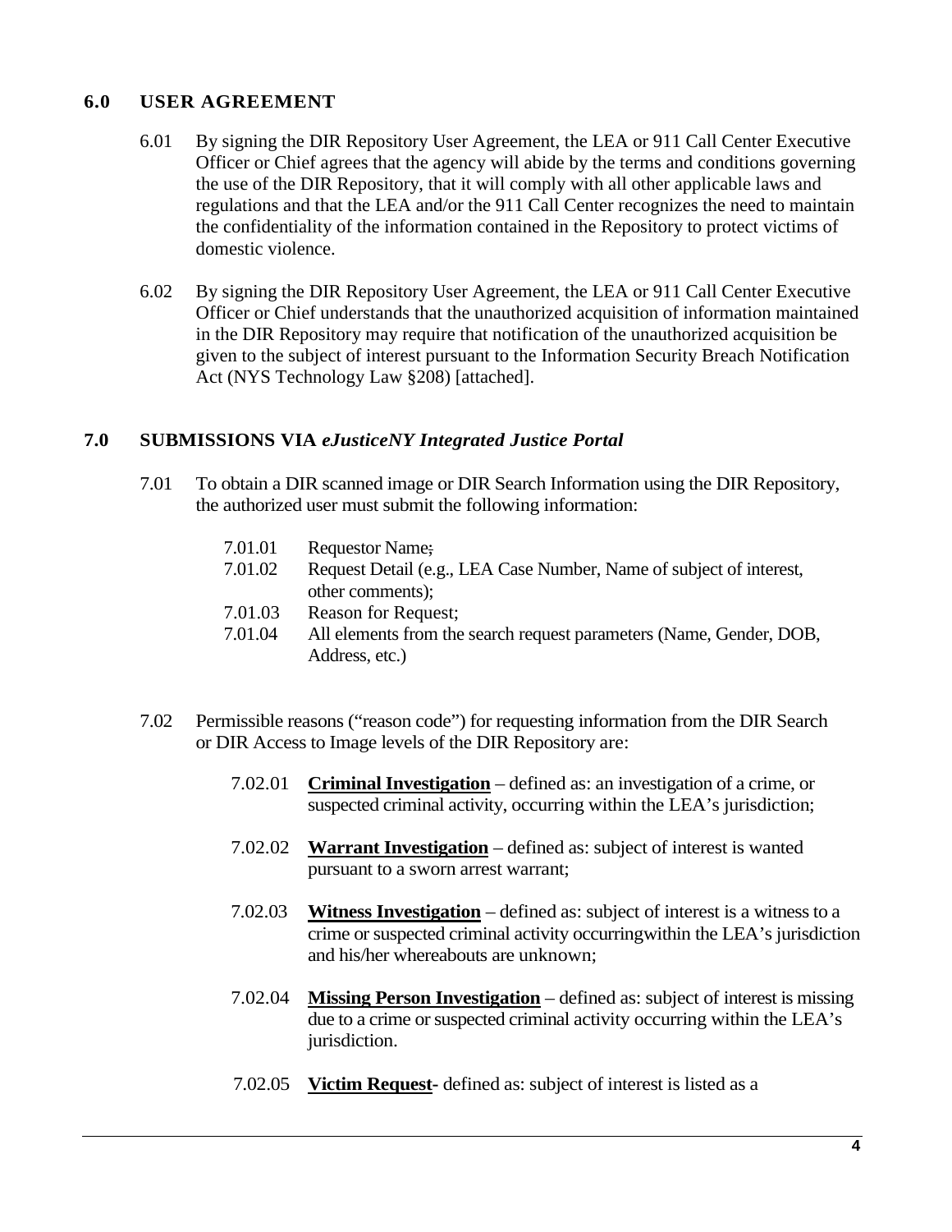## 6.0 USER AGREEMENT

6.01 By signing the DIR Repository User Agreement, the LEA or 911 Call Center Executive Officer or Chief agrees that the agency will abide by the terms and conditions governing the use of the DIR Repository, that it will comply with all other applicable laws and regulations and that the LEA and/or the 911 Call Center recognizes the need to maintain the confidentiality of the information contained in the Repository to protect victims of domestic violence.

6.02 By signing the DIR Repository User Agreement, the LEA or 911 Call Center Executive Officer or Chief understands that the unauthorized acquisition of information maintained in the DIR Repository may require that notification of the unauthorized acquisition be given to the subject of interest pursuant to the Information Security Breach Notification Act (NYS Technology Law §208) [attached].

## 7.0 SUBMISSIONS VIA *eJusticeNY Integrated Justice Portal*

7.01 To obtain a DIR scanned image or DIR Search Information using the DIR Repository, the authorized user must submit the following information:

- 7.01.01 Requestor Name;
- 7.01.02 Request Detail (e.g., LEA Case Number, Name of subject of interest, other comments);
- 7.01.03 Reason for Request;
- 7.01.04 All elements from the search request parameters (Name, Gender, DOB, Address, etc.)

7.02 Permissible reasons ("reason code") for requesting information from the DIR Search or DIR Access to Image levels of the DIR Repository are:

7.02.01 **Criminal Investigation** – defined as: an investigation of a crime, or suspected criminal activity, occurring within the LEA's jurisdiction;

7.02.02 **Warrant Investigation** – defined as: subject of interest is wanted pursuant to a sworn arrest warrant;

7.02.03 **Witness Investigation** – defined as: subject of interest is a witness to a crime or suspected criminal activity occurringwithin the LEA's jurisdiction and his/her whereabouts are unknown;

7.02.04 **Missing Person Investigation** – defined as: subject of interest is missing due to a crime or suspected criminal activity occurring within the LEA's jurisdiction.

7.02.05 **Victim Request**- defined as: subject of interest is listed as a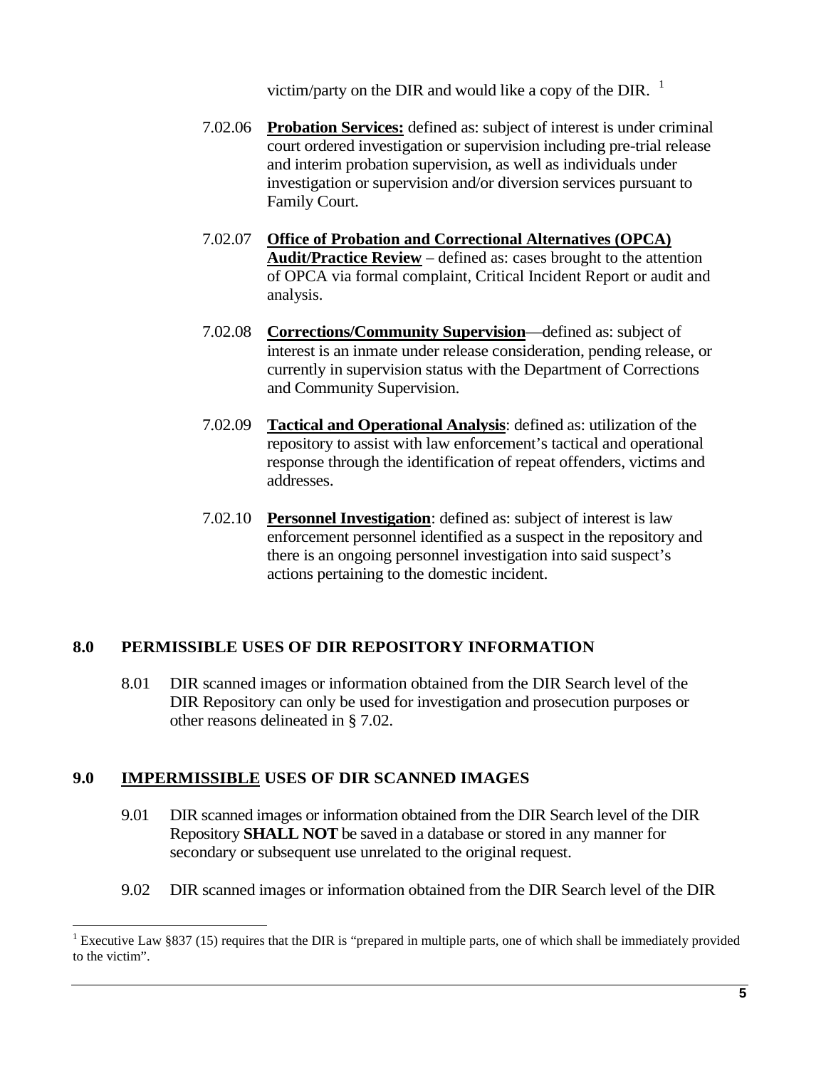victim/party on the DIR and would like a copy of the DIR. [1]

7.02.06 **Probation Services:** defined as: subject of interest is under criminal court ordered investigation or supervision including pre-trial release and interim probation supervision, as well as individuals under investigation or supervision and/or diversion services pursuant to Family Court.

7.02.07 **Office of Probation and Correctional Alternatives (OPCA) Audit/Practice Review** – defined as: cases brought to the attention of OPCA via formal complaint, Critical Incident Report or audit and analysis.

7.02.08 **Corrections/Community Supervision**—defined as: subject of interest is an inmate under release consideration, pending release, or currently in supervision status with the Department of Corrections and Community Supervision.

7.02.09 **Tactical and Operational Analysis**: defined as: utilization of the repository to assist with law enforcement's tactical and operational response through the identification of repeat offenders, victims and addresses.

7.02.10 **Personnel Investigation**: defined as: subject of interest is law enforcement personnel identified as a suspect in the repository and there is an ongoing personnel investigation into said suspect's actions pertaining to the domestic incident.

## 8.0 PERMISSIBLE USES OF DIR REPOSITORY INFORMATION

8.01 DIR scanned images or information obtained from the DIR Search level of the DIR Repository can only be used for investigation and prosecution purposes or other reasons delineated in § 7.02.

## 9.0 IMPERMISSIBLE USES OF DIR SCANNED IMAGES

9.01 DIR scanned images or information obtained from the DIR Search level of the DIR Repository **SHALL NOT** be saved in a database or stored in any manner for secondary or subsequent use unrelated to the original request.

9.02 DIR scanned images or information obtained from the DIR Search level of the DIR

[1] Executive Law §837 (15) requires that the DIR is "prepared in multiple parts, one of which shall be immediately provided to the victim".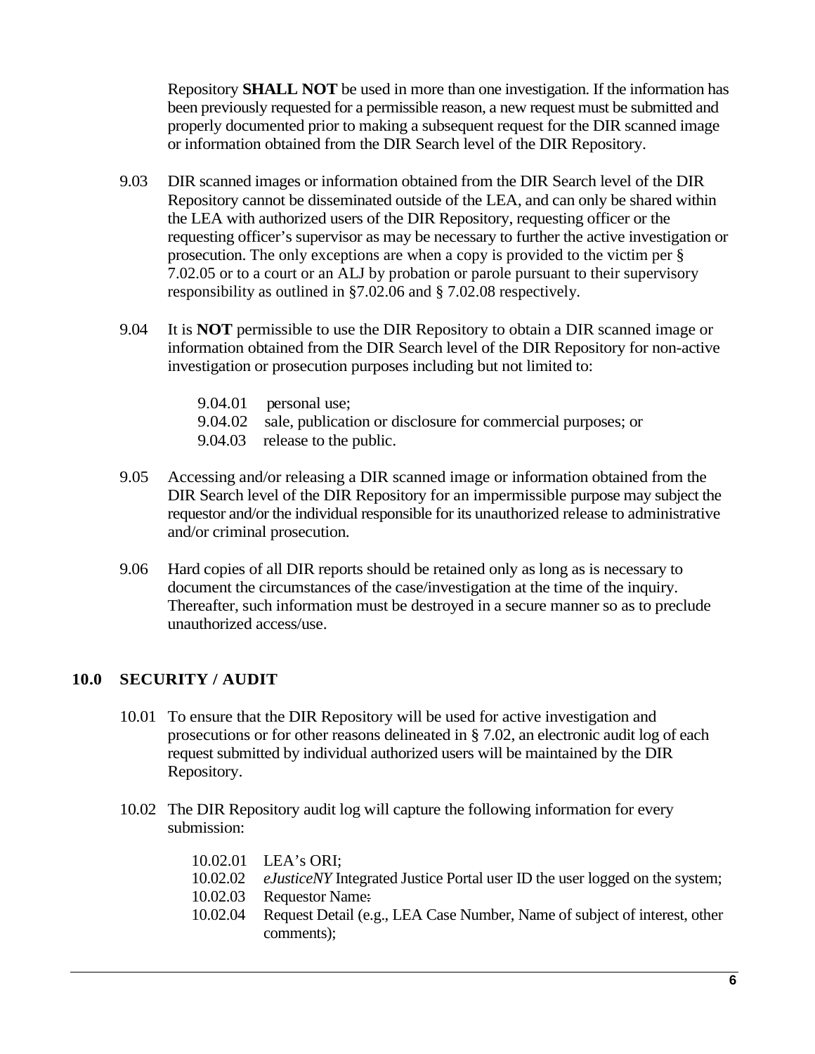Repository **SHALL NOT** be used in more than one investigation. If the information has been previously requested for a permissible reason, a new request must be submitted and properly documented prior to making a subsequent request for the DIR scanned image or information obtained from the DIR Search level of the DIR Repository.

9.03 DIR scanned images or information obtained from the DIR Search level of the DIR Repository cannot be disseminated outside of the LEA, and can only be shared within the LEA with authorized users of the DIR Repository, requesting officer or the requesting officer's supervisor as may be necessary to further the active investigation or prosecution. The only exceptions are when a copy is provided to the victim per § 7.02.05 or to a court or an ALJ by probation or parole pursuant to their supervisory responsibility as outlined in §7.02.06 and § 7.02.08 respectively.

9.04 It is **NOT** permissible to use the DIR Repository to obtain a DIR scanned image or information obtained from the DIR Search level of the DIR Repository for non-active investigation or prosecution purposes including but not limited to:

- 9.04.01 personal use;
- 9.04.02 sale, publication or disclosure for commercial purposes; or
- 9.04.03 release to the public.

9.05 Accessing and/or releasing a DIR scanned image or information obtained from the DIR Search level of the DIR Repository for an impermissible purpose may subject the requestor and/or the individual responsible for its unauthorized release to administrative and/or criminal prosecution.

9.06 Hard copies of all DIR reports should be retained only as long as is necessary to document the circumstances of the case/investigation at the time of the inquiry. Thereafter, such information must be destroyed in a secure manner so as to preclude unauthorized access/use.

## 10.0 SECURITY / AUDIT

10.01 To ensure that the DIR Repository will be used for active investigation and prosecutions or for other reasons delineated in § 7.02, an electronic audit log of each request submitted by individual authorized users will be maintained by the DIR Repository.

10.02 The DIR Repository audit log will capture the following information for every submission:

- 10.02.01 LEA's ORI;
- 10.02.02 *eJusticeNY* Integrated Justice Portal user ID the user logged on the system;
- 10.02.03 Requestor Name.
- 10.02.04 Request Detail (e.g., LEA Case Number, Name of subject of interest, other comments);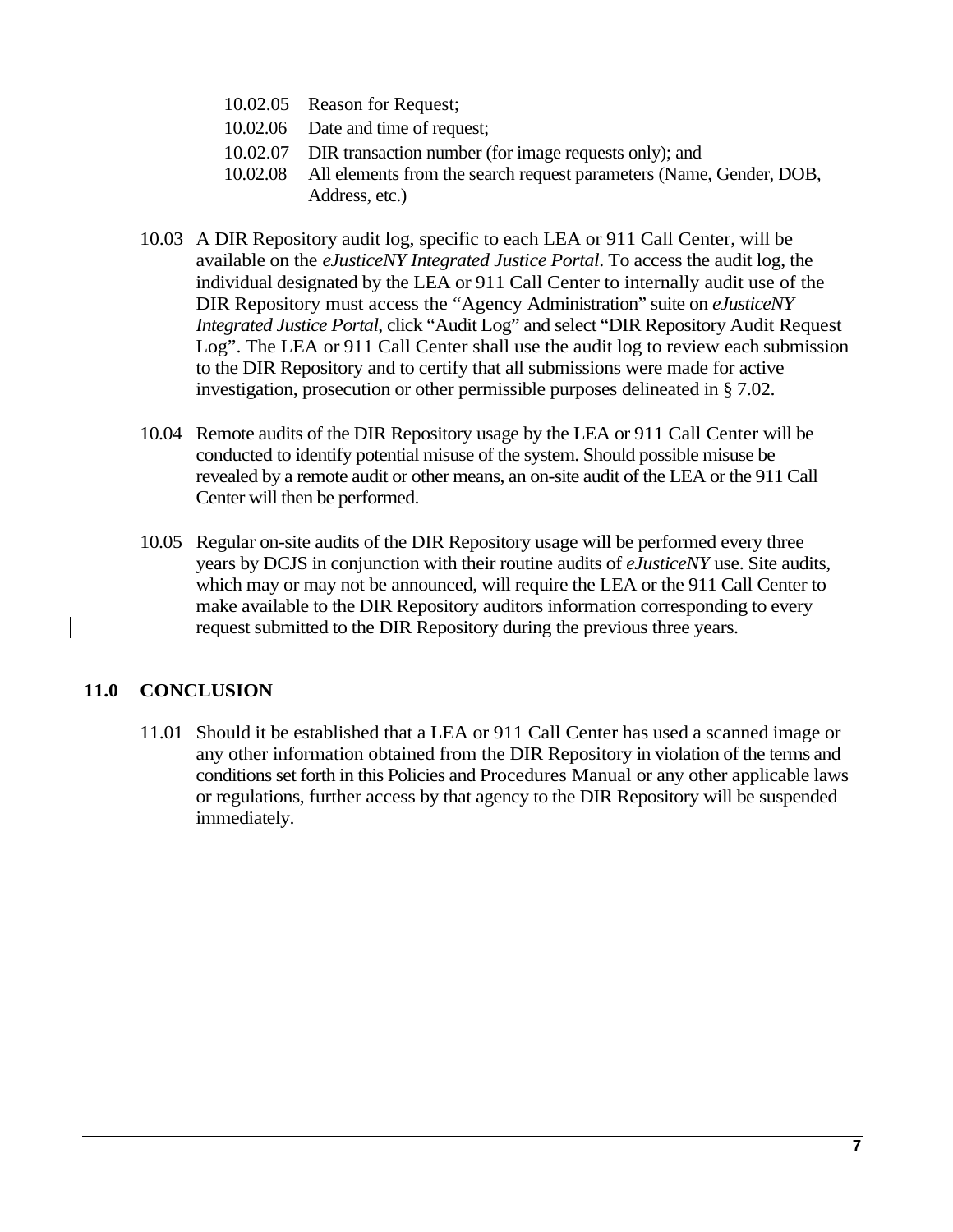10.02.05 Reason for Request;

10.02.06 Date and time of request;

10.02.07 DIR transaction number (for image requests only); and

10.02.08 All elements from the search request parameters (Name, Gender, DOB, Address, etc.)

10.03 A DIR Repository audit log, specific to each LEA or 911 Call Center, will be available on the *eJusticeNY Integrated Justice Portal*. To access the audit log, the individual designated by the LEA or 911 Call Center to internally audit use of the DIR Repository must access the "Agency Administration" suite on *eJusticeNY Integrated Justice Portal*, click "Audit Log" and select "DIR Repository Audit Request Log". The LEA or 911 Call Center shall use the audit log to review each submission to the DIR Repository and to certify that all submissions were made for active investigation, prosecution or other permissible purposes delineated in § 7.02.

10.04 Remote audits of the DIR Repository usage by the LEA or 911 Call Center will be conducted to identify potential misuse of the system. Should possible misuse be revealed by a remote audit or other means, an on-site audit of the LEA or the 911 Call Center will then be performed.

10.05 Regular on-site audits of the DIR Repository usage will be performed every three years by DCJS in conjunction with their routine audits of *eJusticeNY* use. Site audits, which may or may not be announced, will require the LEA or the 911 Call Center to make available to the DIR Repository auditors information corresponding to every request submitted to the DIR Repository during the previous three years.

## 11.0 CONCLUSION

11.01 Should it be established that a LEA or 911 Call Center has used a scanned image or any other information obtained from the DIR Repository in violation of the terms and conditions set forth in this Policies and Procedures Manual or any other applicable laws or regulations, further access by that agency to the DIR Repository will be suspended immediately.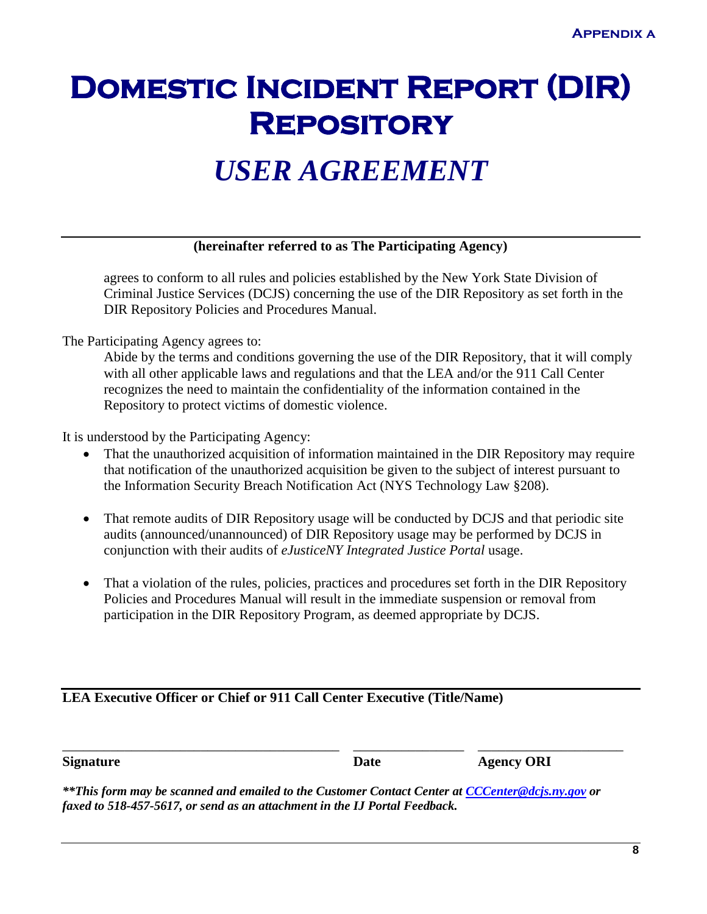**Appendix A**

# Domestic Incident Report (DIR) Repository

# *USER AGREEMENT*

---

**(hereinafter referred to as The Participating Agency)**

agrees to conform to all rules and policies established by the New York State Division of Criminal Justice Services (DCJS) concerning the use of the DIR Repository as set forth in the DIR Repository Policies and Procedures Manual.

The Participating Agency agrees to:

Abide by the terms and conditions governing the use of the DIR Repository, that it will comply with all other applicable laws and regulations and that the LEA and/or the 911 Call Center recognizes the need to maintain the confidentiality of the information contained in the Repository to protect victims of domestic violence.

It is understood by the Participating Agency:

- That the unauthorized acquisition of information maintained in the DIR Repository may require that notification of the unauthorized acquisition be given to the subject of interest pursuant to the Information Security Breach Notification Act (NYS Technology Law §208).
- That remote audits of DIR Repository usage will be conducted by DCJS and that periodic site audits (announced/unannounced) of DIR Repository usage may be performed by DCJS in conjunction with their audits of *eJusticeNY Integrated Justice Portal* usage.
- That a violation of the rules, policies, practices and procedures set forth in the DIR Repository Policies and Procedures Manual will result in the immediate suspension or removal from participation in the DIR Repository Program, as deemed appropriate by DCJS.

---

**LEA Executive Officer or Chief or 911 Call Center Executive (Title/Name)**

| | | |
|---|---|---|
| ________________________________ | ______________ | ________________ |
| **Signature** | **Date** | **Agency ORI** |

***\*\*This form may be scanned and emailed to the Customer Contact Center at CCCenter@dcjs.ny.gov or faxed to 518-457-5617, or send as an attachment in the IJ Portal Feedback.***